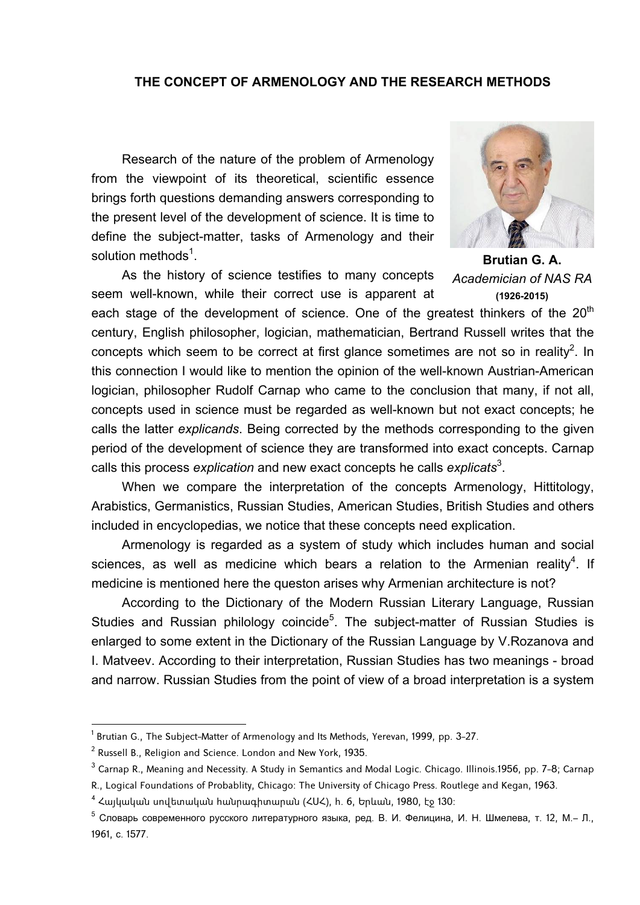# THE CONCEPT OF ARMENOLOGY AND THE RESEARCH METHODS

**Brutian G. A.**
*Academician of NAS RA*
**(1926-2015)**

Research of the nature of the problem of Armenology from the viewpoint of its theoretical, scientific essence brings forth questions demanding answers corresponding to the present level of the development of science. It is time to define the subject-matter, tasks of Armenology and their solution methods[1].

As the history of science testifies to many concepts seem well-known, while their correct use is apparent at each stage of the development of science. One of the greatest thinkers of the 20th century, English philosopher, logician, mathematician, Bertrand Russell writes that the concepts which seem to be correct at first glance sometimes are not so in reality[2]. In this connection I would like to mention the opinion of the well-known Austrian-American logician, philosopher Rudolf Carnap who came to the conclusion that many, if not all, concepts used in science must be regarded as well-known but not exact concepts; he calls the latter *explicands*. Being corrected by the methods corresponding to the given period of the development of science they are transformed into exact concepts. Carnap calls this process *explication* and new exact concepts he calls *explicats*[3].

When we compare the interpretation of the concepts Armenology, Hittitology, Arabistics, Germanistics, Russian Studies, American Studies, British Studies and others included in encyclopedias, we notice that these concepts need explication.

Armenology is regarded as a system of study which includes human and social sciences, as well as medicine which bears a relation to the Armenian reality[4]. If medicine is mentioned here the queston arises why Armenian architecture is not?

According to the Dictionary of the Modern Russian Literary Language, Russian Studies and Russian philology coincide[5]. The subject-matter of Russian Studies is enlarged to some extent in the Dictionary of the Russian Language by V.Rozanova and I. Matveev. According to their interpretation, Russian Studies has two meanings - broad and narrow. Russian Studies from the point of view of a broad interpretation is a system

---

[1] Brutian G., The Subject-Matter of Armenology and Its Methods, Yerevan, 1999, pp. 3-27.

[2] Russell B., Religion and Science. London and New York, 1935.

[3] Carnap R., Meaning and Necessity. A Study in Semantics and Modal Logic. Chicago. Illinois.1956, pp. 7-8; Carnap R., Logical Foundations of Probablity, Chicago: The University of Chicago Press. Routlege and Kegan, 1963.

[4] Հայկական սովետական հանրագիտարան (ՀՍՀ), հ. 6, Երևան, 1980, էջ 130:

[5] Словарь современного русского литературного языка, ред. В. И. Фелицина, И. Н. Шмелева, т. 12, М.– Л., 1961, с. 1577.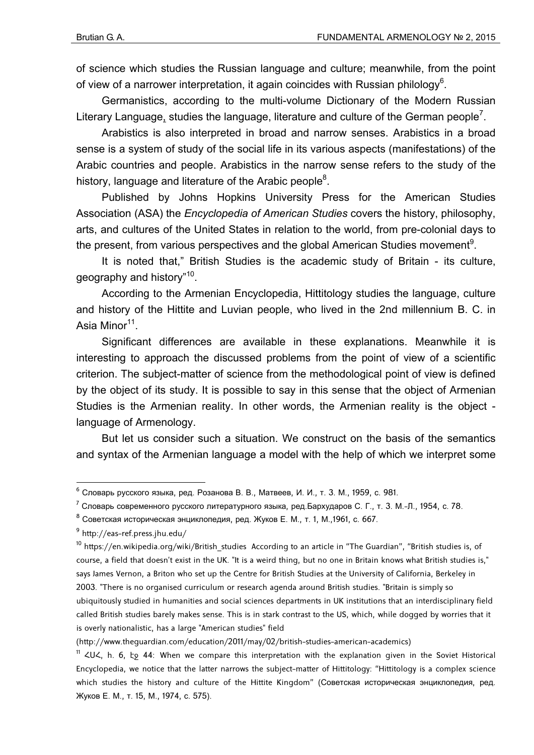of science which studies the Russian language and culture; meanwhile, from the point of view of a narrower interpretation, it again coincides with Russian philology[6].

Germanistics, according to the multi-volume Dictionary of the Modern Russian Literary Language, studies the language, literature and culture of the German people[7].

Arabistics is also interpreted in broad and narrow senses. Arabistics in a broad sense is a system of study of the social life in its various aspects (manifestations) of the Arabic countries and people. Arabistics in the narrow sense refers to the study of the history, language and literature of the Arabic people[8].

Published by Johns Hopkins University Press for the American Studies Association (ASA) the *Encyclopedia of American Studies* covers the history, philosophy, arts, and cultures of the United States in relation to the world, from pre-colonial days to the present, from various perspectives and the global American Studies movement[9].

It is noted that," British Studies is the academic study of Britain - its culture, geography and history"[10].

According to the Armenian Encyclopedia, Hittitology studies the language, culture and history of the Hittite and Luvian people, who lived in the 2nd millennium B. C. in Asia Minor[11].

Significant differences are available in these explanations. Meanwhile it is interesting to approach the discussed problems from the point of view of a scientific criterion. The subject-matter of science from the methodological point of view is defined by the object of its study. It is possible to say in this sense that the object of Armenian Studies is the Armenian reality. In other words, the Armenian reality is the object - language of Armenology.

But let us consider such a situation. We construct on the basis of the semantics and syntax of the Armenian language a model with the help of which we interpret some

---

[6] Словарь русского языка, ред. Розанова В. В., Матвеев, И. И., т. 3. М., 1959, с. 981.

[7] Словарь современного русского литературного языка, ред.Бархударов С. Г., т. 3. М.-Л., 1954, с. 78.

[8] Советская историческая энциклопедия, ред. Жуков Е. М., т. 1, М.,1961, с. 667.

[9] http://eas-ref.press.jhu.edu/

[10] https://en.wikipedia.org/wiki/British_studies According to an article in "The Guardian", "British studies is, of course, a field that doesn't exist in the UK. "It is a weird thing, but no one in Britain knows what British studies is," says James Vernon, a Briton who set up the Centre for British Studies at the University of California, Berkeley in 2003. "There is no organised curriculum or research agenda around British studies. "Britain is simply so ubiquitously studied in humanities and social sciences departments in UK institutions that an interdisciplinary field called British studies barely makes sense. This is in stark contrast to the US, which, while dogged by worries that it is overly nationalistic, has a large "American studies" field (http://www.theguardian.com/education/2011/may/02/british-studies-american-academics)

[11] ՀԱՀ, հ. 6, էջ 44: When we compare this interpretation with the explanation given in the Soviet Historical Encyclopedia, we notice that the latter narrows the subject-matter of Hittitology: "Hittitology is a complex science which studies the history and culture of the Hittite Kingdom" (Советская историческая энциклопедия, ред. Жуков Е. М., т. 15, М., 1974, с. 575).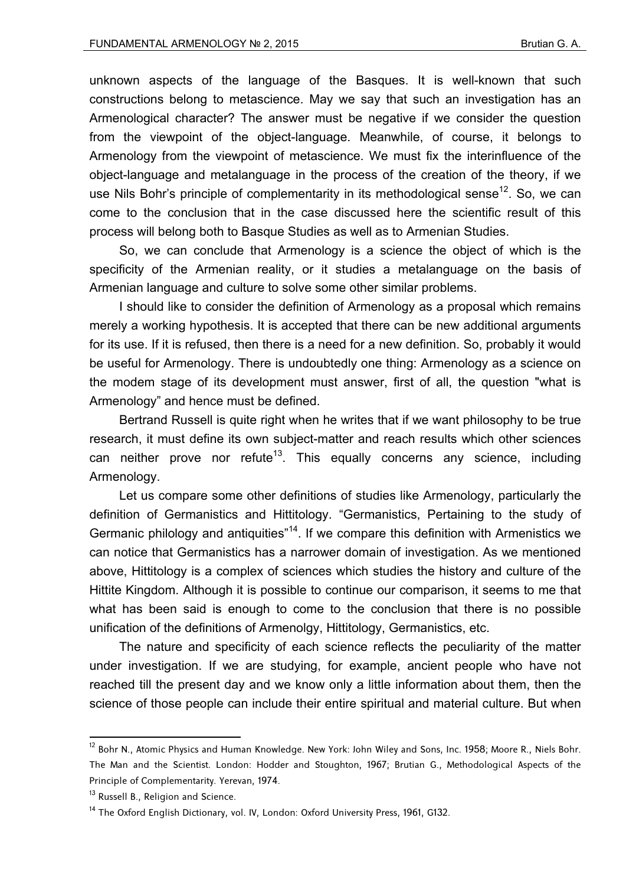unknown aspects of the language of the Basques. It is well-known that such constructions belong to metascience. May we say that such an investigation has an Armenological character? The answer must be negative if we consider the question from the viewpoint of the object-language. Meanwhile, of course, it belongs to Armenology from the viewpoint of metascience. We must fix the interinfluence of the object-language and metalanguage in the process of the creation of the theory, if we use Nils Bohr's principle of complementarity in its methodological sense[12]. So, we can come to the conclusion that in the case discussed here the scientific result of this process will belong both to Basque Studies as well as to Armenian Studies.

So, we can conclude that Armenology is a science the object of which is the specificity of the Armenian reality, or it studies a metalanguage on the basis of Armenian language and culture to solve some other similar problems.

I should like to consider the definition of Armenology as a proposal which remains merely a working hypothesis. It is accepted that there can be new additional arguments for its use. If it is refused, then there is a need for a new definition. So, probably it would be useful for Armenology. There is undoubtedly one thing: Armenology as a science on the modem stage of its development must answer, first of all, the question "what is Armenology" and hence must be defined.

Bertrand Russell is quite right when he writes that if we want philosophy to be true research, it must define its own subject-matter and reach results which other sciences can neither prove nor refute[13]. This equally concerns any science, including Armenology.

Let us compare some other definitions of studies like Armenology, particularly the definition of Germanistics and Hittitology. "Germanistics, Pertaining to the study of Germanic philology and antiquities"[14]. If we compare this definition with Armenistics we can notice that Germanistics has a narrower domain of investigation. As we mentioned above, Hittitology is a complex of sciences which studies the history and culture of the Hittite Kingdom. Although it is possible to continue our comparison, it seems to me that what has been said is enough to come to the conclusion that there is no possible unification of the definitions of Armenolgy, Hittitology, Germanistics, etc.

The nature and specificity of each science reflects the peculiarity of the matter under investigation. If we are studying, for example, ancient people who have not reached till the present day and we know only a little information about them, then the science of those people can include their entire spiritual and material culture. But when

---

[12] Bohr N., Atomic Physics and Human Knowledge. New York: John Wiley and Sons, Inc. 1958; Moore R., Niels Bohr. The Man and the Scientist. London: Hodder and Stoughton, 1967; Brutian G., Methodological Aspects of the Principle of Complementarity. Yerevan, 1974.

[13] Russell B., Religion and Science.

[14] The Oxford English Dictionary, vol. IV, London: Oxford University Press, 1961, G132.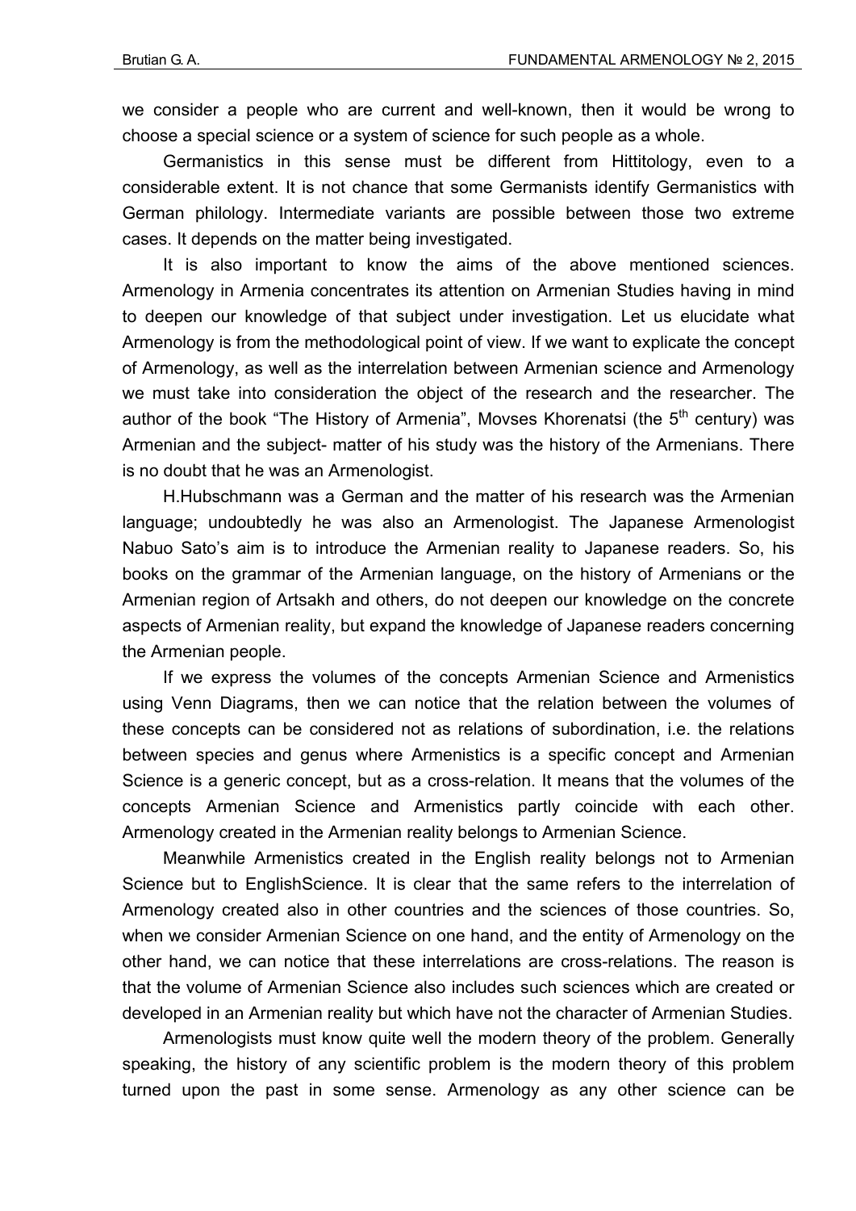we consider a people who are current and well-known, then it would be wrong to choose a special science or a system of science for such people as a whole.

Germanistics in this sense must be different from Hittitology, even to a considerable extent. It is not chance that some Germanists identify Germanistics with German philology. Intermediate variants are possible between those two extreme cases. It depends on the matter being investigated.

It is also important to know the aims of the above mentioned sciences. Armenology in Armenia concentrates its attention on Armenian Studies having in mind to deepen our knowledge of that subject under investigation. Let us elucidate what Armenology is from the methodological point of view. If we want to explicate the concept of Armenology, as well as the interrelation between Armenian science and Armenology we must take into consideration the object of the research and the researcher. The author of the book "The History of Armenia", Movses Khorenatsi (the 5th century) was Armenian and the subject- matter of his study was the history of the Armenians. There is no doubt that he was an Armenologist.

H.Hubschmann was a German and the matter of his research was the Armenian language; undoubtedly he was also an Armenologist. The Japanese Armenologist Nabuo Sato's aim is to introduce the Armenian reality to Japanese readers. So, his books on the grammar of the Armenian language, on the history of Armenians or the Armenian region of Artsakh and others, do not deepen our knowledge on the concrete aspects of Armenian reality, but expand the knowledge of Japanese readers concerning the Armenian people.

If we express the volumes of the concepts Armenian Science and Armenistics using Venn Diagrams, then we can notice that the relation between the volumes of these concepts can be considered not as relations of subordination, i.e. the relations between species and genus where Armenistics is a specific concept and Armenian Science is a generic concept, but as a cross-relation. It means that the volumes of the concepts Armenian Science and Armenistics partly coincide with each other. Armenology created in the Armenian reality belongs to Armenian Science.

Meanwhile Armenistics created in the English reality belongs not to Armenian Science but to EnglishScience. It is clear that the same refers to the interrelation of Armenology created also in other countries and the sciences of those countries. So, when we consider Armenian Science on one hand, and the entity of Armenology on the other hand, we can notice that these interrelations are cross-relations. The reason is that the volume of Armenian Science also includes such sciences which are created or developed in an Armenian reality but which have not the character of Armenian Studies.

Armenologists must know quite well the modern theory of the problem. Generally speaking, the history of any scientific problem is the modern theory of this problem turned upon the past in some sense. Armenology as any other science can be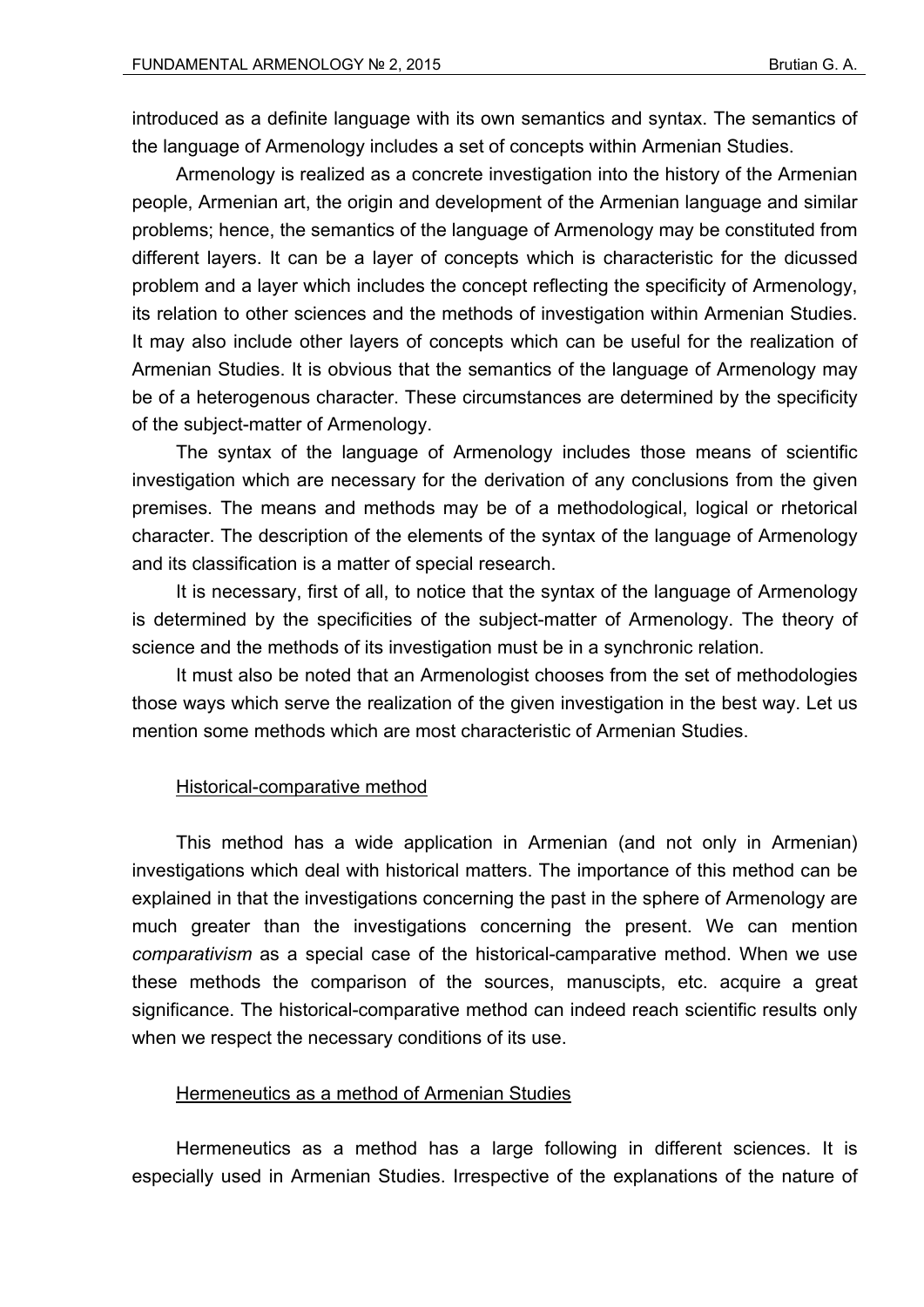introduced as a definite language with its own semantics and syntax. The semantics of the language of Armenology includes a set of concepts within Armenian Studies.

Armenology is realized as a concrete investigation into the history of the Armenian people, Armenian art, the origin and development of the Armenian language and similar problems; hence, the semantics of the language of Armenology may be constituted from different layers. It can be a layer of concepts which is characteristic for the dicussed problem and a layer which includes the concept reflecting the specificity of Armenology, its relation to other sciences and the methods of investigation within Armenian Studies. It may also include other layers of concepts which can be useful for the realization of Armenian Studies. It is obvious that the semantics of the language of Armenology may be of a heterogenous character. These circumstances are determined by the specificity of the subject-matter of Armenology.

The syntax of the language of Armenology includes those means of scientific investigation which are necessary for the derivation of any conclusions from the given premises. The means and methods may be of a methodological, logical or rhetorical character. The description of the elements of the syntax of the language of Armenology and its classification is a matter of special research.

It is necessary, first of all, to notice that the syntax of the language of Armenology is determined by the specificities of the subject-matter of Armenology. The theory of science and the methods of its investigation must be in a synchronic relation.

It must also be noted that an Armenologist chooses from the set of methodologies those ways which serve the realization of the given investigation in the best way. Let us mention some methods which are most characteristic of Armenian Studies.

## Historical-comparative method

This method has a wide application in Armenian (and not only in Armenian) investigations which deal with historical matters. The importance of this method can be explained in that the investigations concerning the past in the sphere of Armenology are much greater than the investigations concerning the present. We can mention *comparativism* as a special case of the historical-camparative method. When we use these methods the comparison of the sources, manuscipts, etc. acquire a great significance. The historical-comparative method can indeed reach scientific results only when we respect the necessary conditions of its use.

## Hermeneutics as a method of Armenian Studies

Hermeneutics as a method has a large following in different sciences. It is especially used in Armenian Studies. Irrespective of the explanations of the nature of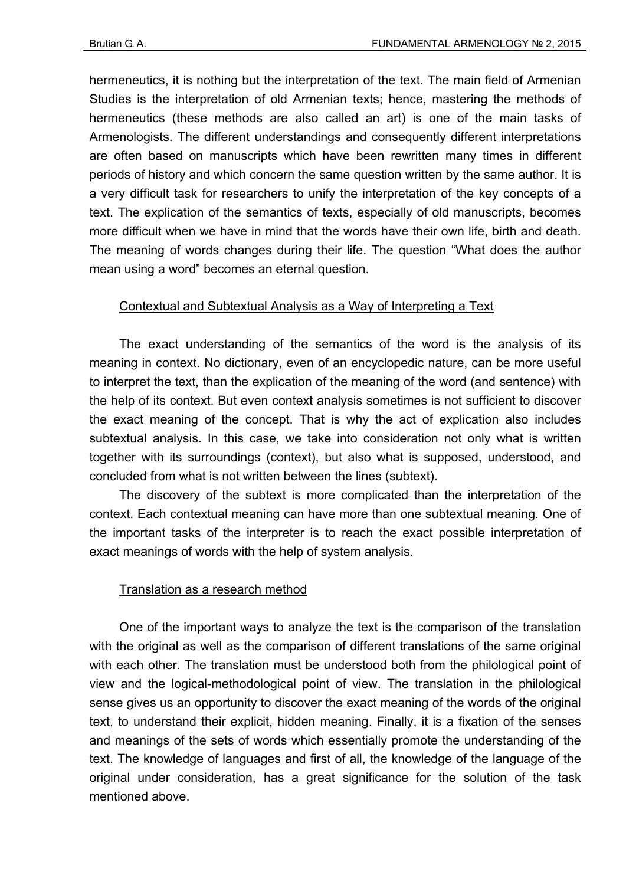hermeneutics, it is nothing but the interpretation of the text. The main field of Armenian Studies is the interpretation of old Armenian texts; hence, mastering the methods of hermeneutics (these methods are also called an art) is one of the main tasks of Armenologists. The different understandings and consequently different interpretations are often based on manuscripts which have been rewritten many times in different periods of history and which concern the same question written by the same author. It is a very difficult task for researchers to unify the interpretation of the key concepts of a text. The explication of the semantics of texts, especially of old manuscripts, becomes more difficult when we have in mind that the words have their own life, birth and death. The meaning of words changes during their life. The question "What does the author mean using a word" becomes an eternal question.

### Contextual and Subtextual Analysis as a Way of Interpreting a Text

The exact understanding of the semantics of the word is the analysis of its meaning in context. No dictionary, even of an encyclopedic nature, can be more useful to interpret the text, than the explication of the meaning of the word (and sentence) with the help of its context. But even context analysis sometimes is not sufficient to discover the exact meaning of the concept. That is why the act of explication also includes subtextual analysis. In this case, we take into consideration not only what is written together with its surroundings (context), but also what is supposed, understood, and concluded from what is not written between the lines (subtext).

The discovery of the subtext is more complicated than the interpretation of the context. Each contextual meaning can have more than one subtextual meaning. One of the important tasks of the interpreter is to reach the exact possible interpretation of exact meanings of words with the help of system analysis.

### Translation as a research method

One of the important ways to analyze the text is the comparison of the translation with the original as well as the comparison of different translations of the same original with each other. The translation must be understood both from the philological point of view and the logical-methodological point of view. The translation in the philological sense gives us an opportunity to discover the exact meaning of the words of the original text, to understand their explicit, hidden meaning. Finally, it is a fixation of the senses and meanings of the sets of words which essentially promote the understanding of the text. The knowledge of languages and first of all, the knowledge of the language of the original under consideration, has a great significance for the solution of the task mentioned above.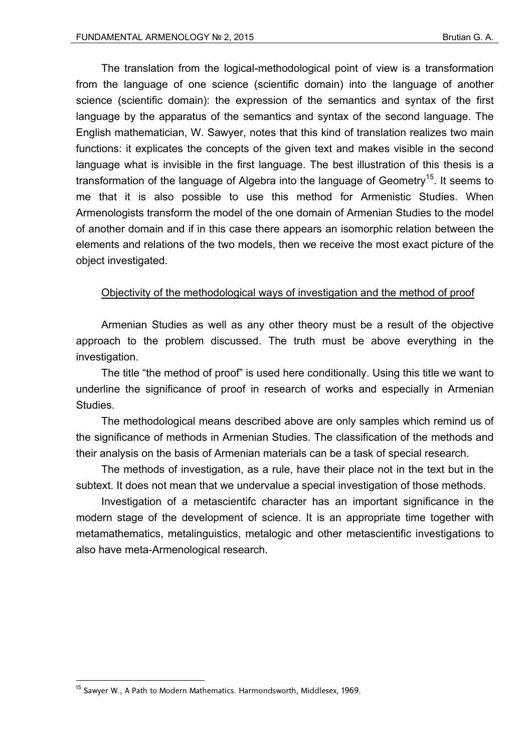The translation from the logical-methodological point of view is a transformation from the language of one science (scientific domain) into the language of another science (scientific domain): the expression of the semantics and syntax of the first language by the apparatus of the semantics and syntax of the second language. The English mathematician, W. Sawyer, notes that this kind of translation realizes two main functions: it explicates the concepts of the given text and makes visible in the second language what is invisible in the first language. The best illustration of this thesis is a transformation of the language of Algebra into the language of Geometry[15]. It seems to me that it is also possible to use this method for Armenistic Studies. When Armenologists transform the model of the one domain of Armenian Studies to the model of another domain and if in this case there appears an isomorphic relation between the elements and relations of the two models, then we receive the most exact picture of the object investigated.

Objectivity of the methodological ways of investigation and the method of proof

Armenian Studies as well as any other theory must be a result of the objective approach to the problem discussed. The truth must be above everything in the investigation.

The title "the method of proof" is used here conditionally. Using this title we want to underline the significance of proof in research of works and especially in Armenian Studies.

The methodological means described above are only samples which remind us of the significance of methods in Armenian Studies. The classification of the methods and their analysis on the basis of Armenian materials can be a task of special research.

The methods of investigation, as a rule, have their place not in the text but in the subtext. It does not mean that we undervalue a special investigation of those methods.

Investigation of a metascientifc character has an important significance in the modern stage of the development of science. It is an appropriate time together with metamathematics, metalinguistics, metalogic and other metascientific investigations to also have meta-Armenological research.

---

[15] Sawyer W., A Path to Modern Mathematics. Harmondsworth, Middlesex, 1969.